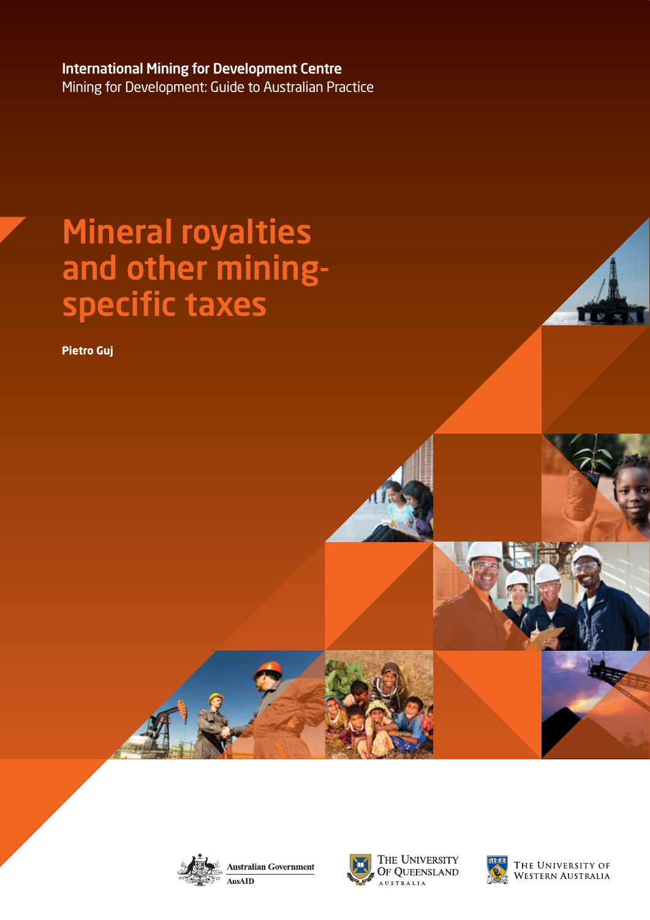**International Mining for Development Centre**
Mining for Development: Guide to Australian Practice

# Mineral royalties and other mining-specific taxes

**Pietro Guj**

Australian Government
AusAID

The University of Queensland
Australia

The University of Western Australia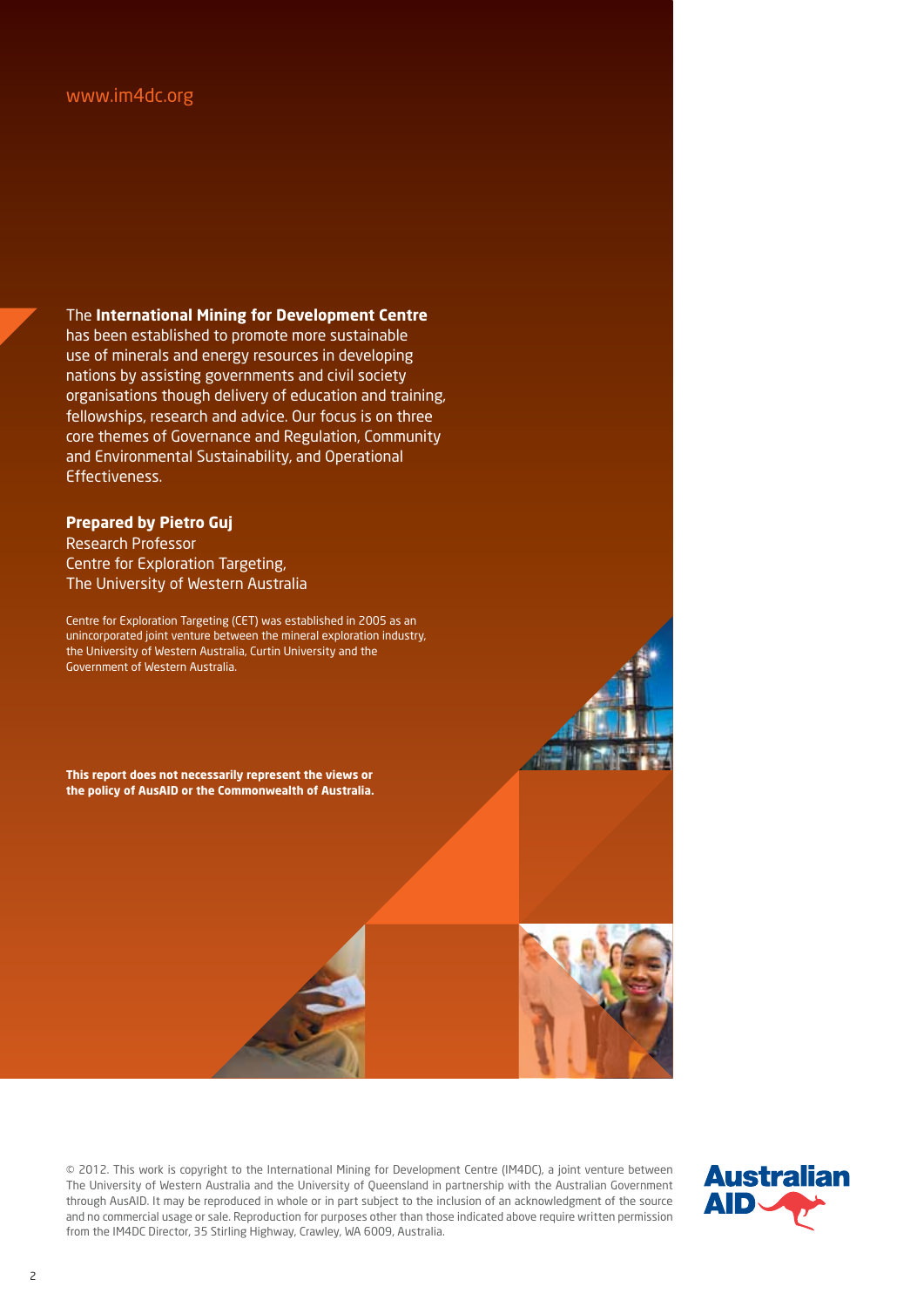www.im4dc.org

The **International Mining for Development Centre** has been established to promote more sustainable use of minerals and energy resources in developing nations by assisting governments and civil society organisations though delivery of education and training, fellowships, research and advice. Our focus is on three core themes of Governance and Regulation, Community and Environmental Sustainability, and Operational Effectiveness.

**Prepared by Pietro Guj**
Research Professor
Centre for Exploration Targeting,
The University of Western Australia

Centre for Exploration Targeting (CET) was established in 2005 as an unincorporated joint venture between the mineral exploration industry, the University of Western Australia, Curtin University and the Government of Western Australia.

**This report does not necessarily represent the views or the policy of AusAID or the Commonwealth of Australia.**

© 2012. This work is copyright to the International Mining for Development Centre (IM4DC), a joint venture between The University of Western Australia and the University of Queensland in partnership with the Australian Government through AusAID. It may be reproduced in whole or in part subject to the inclusion of an acknowledgment of the source and no commercial usage or sale. Reproduction for purposes other than those indicated above require written permission from the IM4DC Director, 35 Stirling Highway, Crawley, WA 6009, Australia.

Australian AID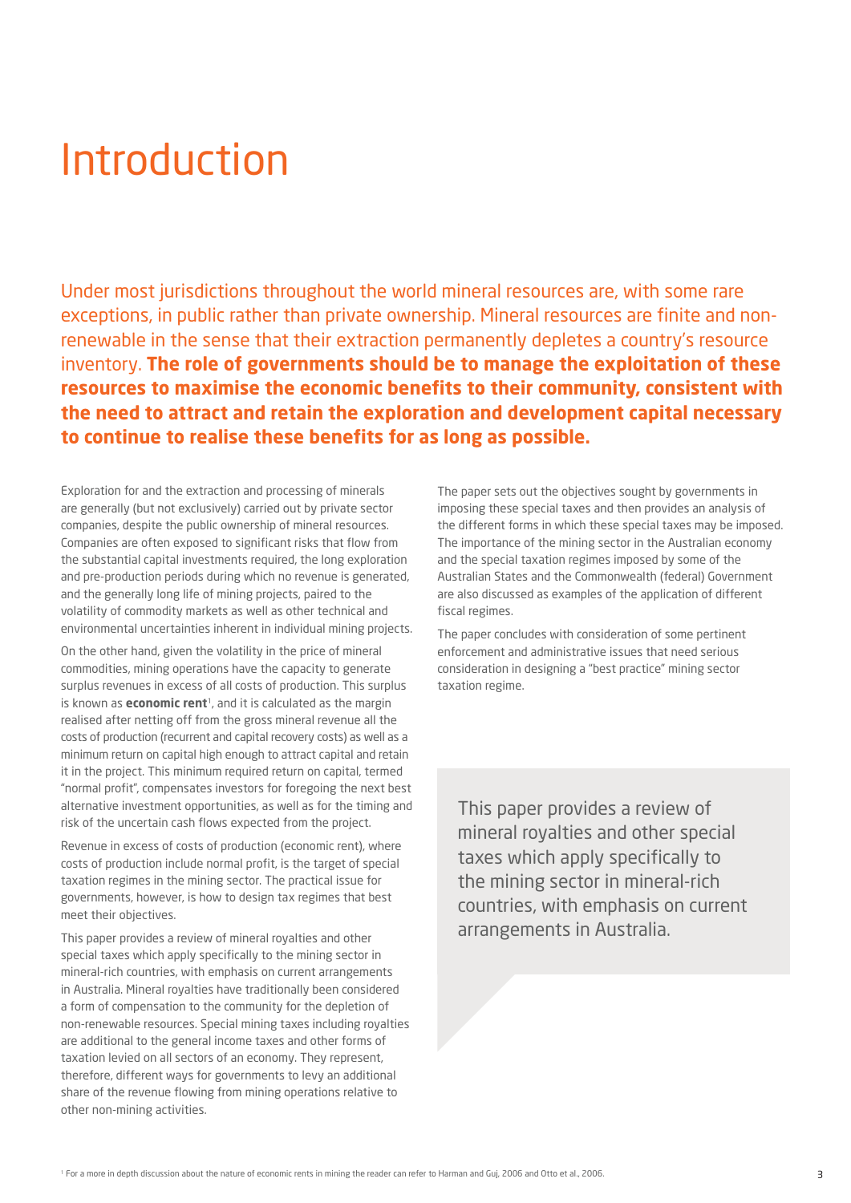# Introduction

Under most jurisdictions throughout the world mineral resources are, with some rare exceptions, in public rather than private ownership. Mineral resources are finite and non-renewable in the sense that their extraction permanently depletes a country's resource inventory. **The role of governments should be to manage the exploitation of these resources to maximise the economic benefits to their community, consistent with the need to attract and retain the exploration and development capital necessary to continue to realise these benefits for as long as possible.**

Exploration for and the extraction and processing of minerals are generally (but not exclusively) carried out by private sector companies, despite the public ownership of mineral resources. Companies are often exposed to significant risks that flow from the substantial capital investments required, the long exploration and pre-production periods during which no revenue is generated, and the generally long life of mining projects, paired to the volatility of commodity markets as well as other technical and environmental uncertainties inherent in individual mining projects.

On the other hand, given the volatility in the price of mineral commodities, mining operations have the capacity to generate surplus revenues in excess of all costs of production. This surplus is known as **economic rent**[1], and it is calculated as the margin realised after netting off from the gross mineral revenue all the costs of production (recurrent and capital recovery costs) as well as a minimum return on capital high enough to attract capital and retain it in the project. This minimum required return on capital, termed "normal profit", compensates investors for foregoing the next best alternative investment opportunities, as well as for the timing and risk of the uncertain cash flows expected from the project.

Revenue in excess of costs of production (economic rent), where costs of production include normal profit, is the target of special taxation regimes in the mining sector. The practical issue for governments, however, is how to design tax regimes that best meet their objectives.

This paper provides a review of mineral royalties and other special taxes which apply specifically to the mining sector in mineral-rich countries, with emphasis on current arrangements in Australia. Mineral royalties have traditionally been considered a form of compensation to the community for the depletion of non-renewable resources. Special mining taxes including royalties are additional to the general income taxes and other forms of taxation levied on all sectors of an economy. They represent, therefore, different ways for governments to levy an additional share of the revenue flowing from mining operations relative to other non-mining activities.

The paper sets out the objectives sought by governments in imposing these special taxes and then provides an analysis of the different forms in which these special taxes may be imposed. The importance of the mining sector in the Australian economy and the special taxation regimes imposed by some of the Australian States and the Commonwealth (federal) Government are also discussed as examples of the application of different fiscal regimes.

The paper concludes with consideration of some pertinent enforcement and administrative issues that need serious consideration in designing a "best practice" mining sector taxation regime.

> This paper provides a review of mineral royalties and other special taxes which apply specifically to the mining sector in mineral-rich countries, with emphasis on current arrangements in Australia.

[1] For a more in depth discussion about the nature of economic rents in mining the reader can refer to Harman and Guj, 2006 and Otto et al., 2006.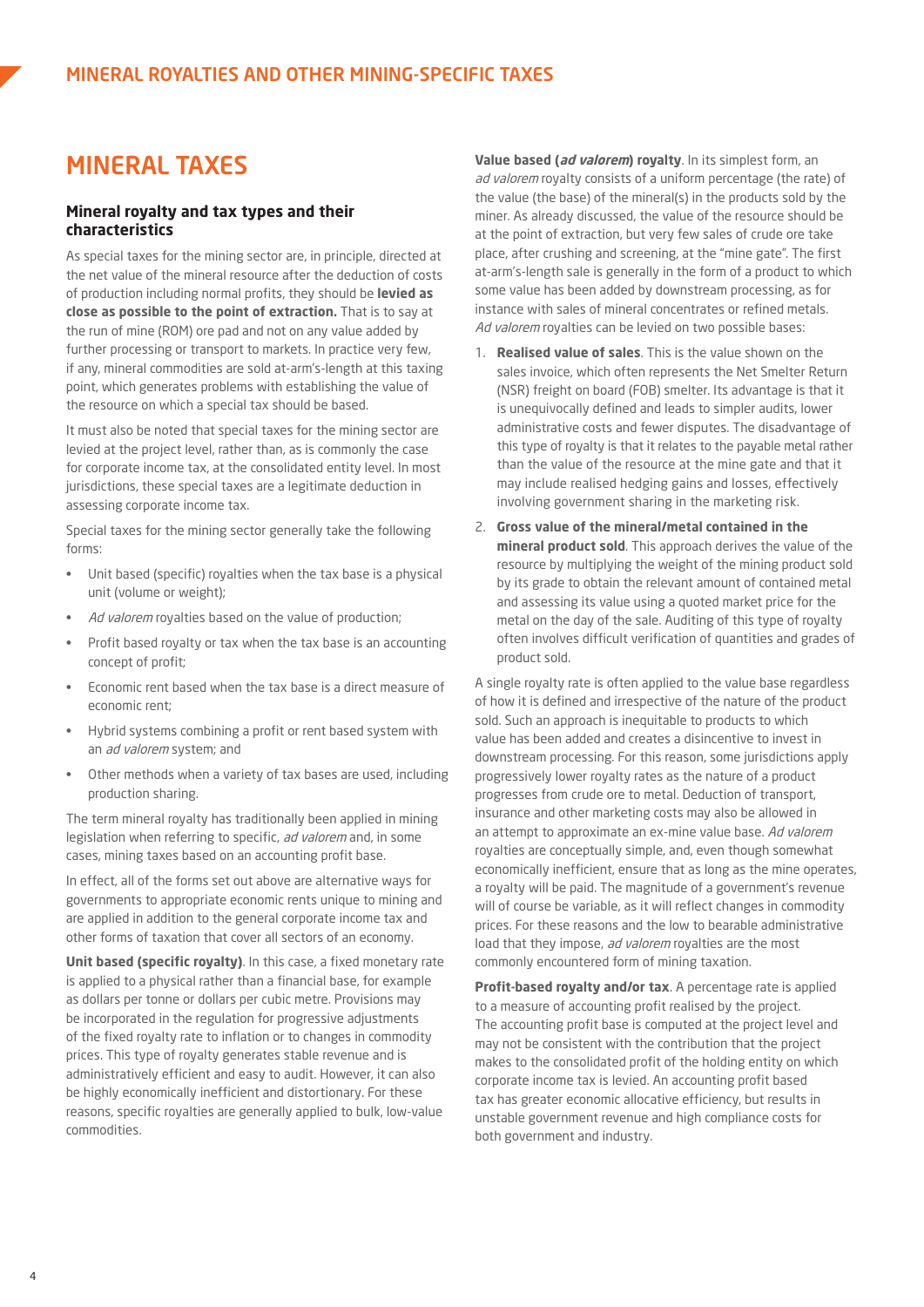# MINERAL TAXES

### Mineral royalty and tax types and their characteristics

As special taxes for the mining sector are, in principle, directed at the net value of the mineral resource after the deduction of costs of production including normal profits, they should be **levied as close as possible to the point of extraction.** That is to say at the run of mine (ROM) ore pad and not on any value added by further processing or transport to markets. In practice very few, if any, mineral commodities are sold at-arm's-length at this taxing point, which generates problems with establishing the value of the resource on which a special tax should be based.

It must also be noted that special taxes for the mining sector are levied at the project level, rather than, as is commonly the case for corporate income tax, at the consolidated entity level. In most jurisdictions, these special taxes are a legitimate deduction in assessing corporate income tax.

Special taxes for the mining sector generally take the following forms:

- Unit based (specific) royalties when the tax base is a physical unit (volume or weight);
- *Ad valorem* royalties based on the value of production;
- Profit based royalty or tax when the tax base is an accounting concept of profit;
- Economic rent based when the tax base is a direct measure of economic rent;
- Hybrid systems combining a profit or rent based system with an *ad valorem* system; and
- Other methods when a variety of tax bases are used, including production sharing.

The term mineral royalty has traditionally been applied in mining legislation when referring to specific, *ad valorem* and, in some cases, mining taxes based on an accounting profit base.

In effect, all of the forms set out above are alternative ways for governments to appropriate economic rents unique to mining and are applied in addition to the general corporate income tax and other forms of taxation that cover all sectors of an economy.

**Unit based (specific royalty)**. In this case, a fixed monetary rate is applied to a physical rather than a financial base, for example as dollars per tonne or dollars per cubic metre. Provisions may be incorporated in the regulation for progressive adjustments of the fixed royalty rate to inflation or to changes in commodity prices. This type of royalty generates stable revenue and is administratively efficient and easy to audit. However, it can also be highly economically inefficient and distortionary. For these reasons, specific royalties are generally applied to bulk, low-value commodities.

**Value based (*ad valorem*) royalty**. In its simplest form, an *ad valorem* royalty consists of a uniform percentage (the rate) of the value (the base) of the mineral(s) in the products sold by the miner. As already discussed, the value of the resource should be at the point of extraction, but very few sales of crude ore take place, after crushing and screening, at the "mine gate". The first at-arm's-length sale is generally in the form of a product to which some value has been added by downstream processing, as for instance with sales of mineral concentrates or refined metals. *Ad valorem* royalties can be levied on two possible bases:

1. **Realised value of sales**. This is the value shown on the sales invoice, which often represents the Net Smelter Return (NSR) freight on board (FOB) smelter. Its advantage is that it is unequivocally defined and leads to simpler audits, lower administrative costs and fewer disputes. The disadvantage of this type of royalty is that it relates to the payable metal rather than the value of the resource at the mine gate and that it may include realised hedging gains and losses, effectively involving government sharing in the marketing risk.
2. **Gross value of the mineral/metal contained in the mineral product sold**. This approach derives the value of the resource by multiplying the weight of the mining product sold by its grade to obtain the relevant amount of contained metal and assessing its value using a quoted market price for the metal on the day of the sale. Auditing of this type of royalty often involves difficult verification of quantities and grades of product sold.

A single royalty rate is often applied to the value base regardless of how it is defined and irrespective of the nature of the product sold. Such an approach is inequitable to products to which value has been added and creates a disincentive to invest in downstream processing. For this reason, some jurisdictions apply progressively lower royalty rates as the nature of a product progresses from crude ore to metal. Deduction of transport, insurance and other marketing costs may also be allowed in an attempt to approximate an ex-mine value base. *Ad valorem* royalties are conceptually simple, and, even though somewhat economically inefficient, ensure that as long as the mine operates, a royalty will be paid. The magnitude of a government's revenue will of course be variable, as it will reflect changes in commodity prices. For these reasons and the low to bearable administrative load that they impose, *ad valorem* royalties are the most commonly encountered form of mining taxation.

**Profit-based royalty and/or tax**. A percentage rate is applied to a measure of accounting profit realised by the project. The accounting profit base is computed at the project level and may not be consistent with the contribution that the project makes to the consolidated profit of the holding entity on which corporate income tax is levied. An accounting profit based tax has greater economic allocative efficiency, but results in unstable government revenue and high compliance costs for both government and industry.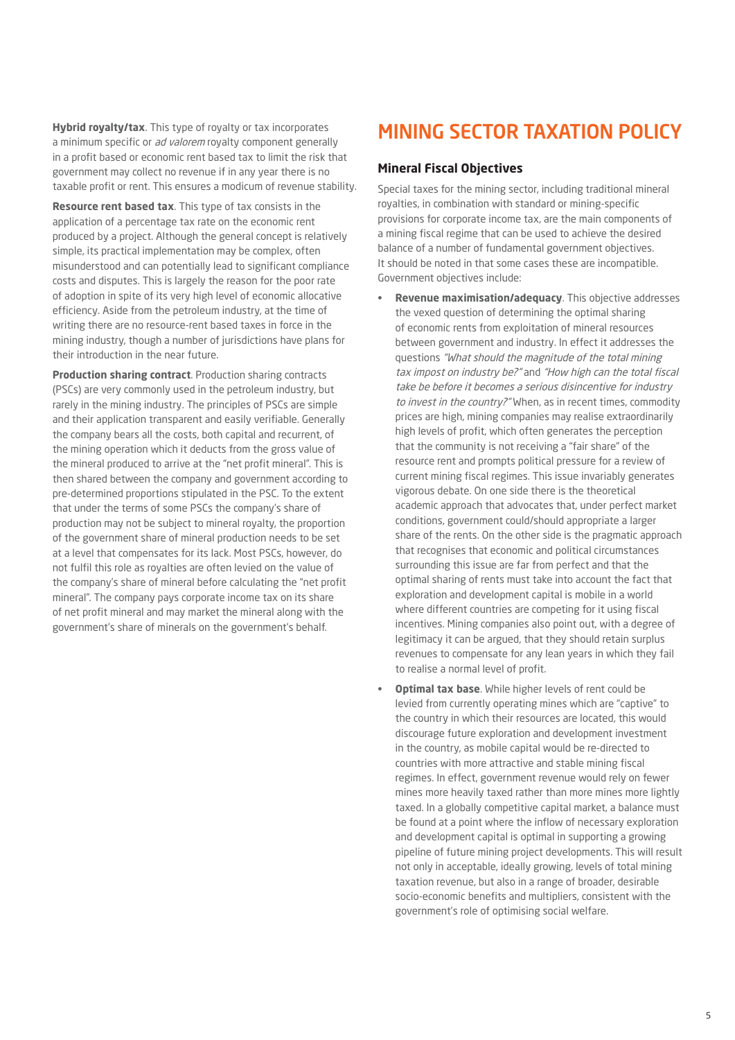**Hybrid royalty/tax**. This type of royalty or tax incorporates a minimum specific or *ad valorem* royalty component generally in a profit based or economic rent based tax to limit the risk that government may collect no revenue if in any year there is no taxable profit or rent. This ensures a modicum of revenue stability.

**Resource rent based tax**. This type of tax consists in the application of a percentage tax rate on the economic rent produced by a project. Although the general concept is relatively simple, its practical implementation may be complex, often misunderstood and can potentially lead to significant compliance costs and disputes. This is largely the reason for the poor rate of adoption in spite of its very high level of economic allocative efficiency. Aside from the petroleum industry, at the time of writing there are no resource-rent based taxes in force in the mining industry, though a number of jurisdictions have plans for their introduction in the near future.

**Production sharing contract**. Production sharing contracts (PSCs) are very commonly used in the petroleum industry, but rarely in the mining industry. The principles of PSCs are simple and their application transparent and easily verifiable. Generally the company bears all the costs, both capital and recurrent, of the mining operation which it deducts from the gross value of the mineral produced to arrive at the "net profit mineral". This is then shared between the company and government according to pre-determined proportions stipulated in the PSC. To the extent that under the terms of some PSCs the company's share of production may not be subject to mineral royalty, the proportion of the government share of mineral production needs to be set at a level that compensates for its lack. Most PSCs, however, do not fulfil this role as royalties are often levied on the value of the company's share of mineral before calculating the "net profit mineral". The company pays corporate income tax on its share of net profit mineral and may market the mineral along with the government's share of minerals on the government's behalf.

# MINING SECTOR TAXATION POLICY

## Mineral Fiscal Objectives

Special taxes for the mining sector, including traditional mineral royalties, in combination with standard or mining-specific provisions for corporate income tax, are the main components of a mining fiscal regime that can be used to achieve the desired balance of a number of fundamental government objectives. It should be noted in that some cases these are incompatible. Government objectives include:

- **Revenue maximisation/adequacy**. This objective addresses the vexed question of determining the optimal sharing of economic rents from exploitation of mineral resources between government and industry. In effect it addresses the questions *"What should the magnitude of the total mining tax impost on industry be?"* and *"How high can the total fiscal take be before it becomes a serious disincentive for industry to invest in the country?"* When, as in recent times, commodity prices are high, mining companies may realise extraordinarily high levels of profit, which often generates the perception that the community is not receiving a "fair share" of the resource rent and prompts political pressure for a review of current mining fiscal regimes. This issue invariably generates vigorous debate. On one side there is the theoretical academic approach that advocates that, under perfect market conditions, government could/should appropriate a larger share of the rents. On the other side is the pragmatic approach that recognises that economic and political circumstances surrounding this issue are far from perfect and that the optimal sharing of rents must take into account the fact that exploration and development capital is mobile in a world where different countries are competing for it using fiscal incentives. Mining companies also point out, with a degree of legitimacy it can be argued, that they should retain surplus revenues to compensate for any lean years in which they fail to realise a normal level of profit.
- **Optimal tax base**. While higher levels of rent could be levied from currently operating mines which are "captive" to the country in which their resources are located, this would discourage future exploration and development investment in the country, as mobile capital would be re-directed to countries with more attractive and stable mining fiscal regimes. In effect, government revenue would rely on fewer mines more heavily taxed rather than more mines more lightly taxed. In a globally competitive capital market, a balance must be found at a point where the inflow of necessary exploration and development capital is optimal in supporting a growing pipeline of future mining project developments. This will result not only in acceptable, ideally growing, levels of total mining taxation revenue, but also in a range of broader, desirable socio-economic benefits and multipliers, consistent with the government's role of optimising social welfare.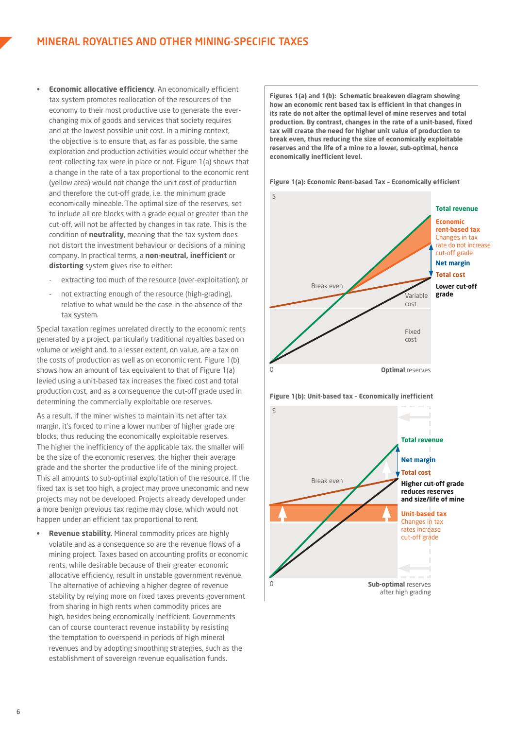## MINERAL ROYALTIES AND OTHER MINING-SPECIFIC TAXES

- **Economic allocative efficiency**. An economically efficient tax system promotes reallocation of the resources of the economy to their most productive use to generate the ever-changing mix of goods and services that society requires and at the lowest possible unit cost. In a mining context, the objective is to ensure that, as far as possible, the same exploration and production activities would occur whether the rent-collecting tax were in place or not. Figure 1(a) shows that a change in the rate of a tax proportional to the economic rent (yellow area) would not change the unit cost of production and therefore the cut-off grade, i.e. the minimum grade economically mineable. The optimal size of the reserves, set to include all ore blocks with a grade equal or greater than the cut-off, will not be affected by changes in tax rate. This is the condition of **neutrality**, meaning that the tax system does not distort the investment behaviour or decisions of a mining company. In practical terms, a **non-neutral, inefficient** or **distorting** system gives rise to either:
  - extracting too much of the resource (over-exploitation); or
  - not extracting enough of the resource (high-grading), relative to what would be the case in the absence of the tax system.

Special taxation regimes unrelated directly to the economic rents generated by a project, particularly traditional royalties based on volume or weight and, to a lesser extent, on value, are a tax on the costs of production as well as on economic rent. Figure 1(b) shows how an amount of tax equivalent to that of Figure 1(a) levied using a unit-based tax increases the fixed cost and total production cost, and as a consequence the cut-off grade used in determining the commercially exploitable ore reserves.

As a result, if the miner wishes to maintain its net after tax margin, it's forced to mine a lower number of higher grade ore blocks, thus reducing the economically exploitable reserves. The higher the inefficiency of the applicable tax, the smaller will be the size of the economic reserves, the higher their average grade and the shorter the productive life of the mining project. This all amounts to sub-optimal exploitation of the resource. If the fixed tax is set too high, a project may prove uneconomic and new projects may not be developed. Projects already developed under a more benign previous tax regime may close, which would not happen under an efficient tax proportional to rent.

- **Revenue stability.** Mineral commodity prices are highly volatile and as a consequence so are the revenue flows of a mining project. Taxes based on accounting profits or economic rents, while desirable because of their greater economic allocative efficiency, result in unstable government revenue. The alternative of achieving a higher degree of revenue stability by relying more on fixed taxes prevents government from sharing in high rents when commodity prices are high, besides being economically inefficient. Governments can of course counteract revenue instability by resisting the temptation to overspend in periods of high mineral revenues and by adopting smoothing strategies, such as the establishment of sovereign revenue equalisation funds.

**Figures 1(a) and 1(b): Schematic breakeven diagram showing how an economic rent based tax is efficient in that changes in its rate do not alter the optimal level of mine reserves and total production. By contrast, changes in the rate of a unit-based, fixed tax will create the need for higher unit value of production to break even, thus reducing the size of economically exploitable reserves and the life of a mine to a lower, sub-optimal, hence economically inefficient level.**

**Figure 1(a): Economic Rent-based Tax - Economically efficient**

$ | Break even | Variable cost | Fixed cost | 0 | **Optimal** reserves | **Total revenue** | **Economic rent-based tax** Changes in tax rate do not increase cut-off grade | **Net margin** | **Total cost** | **Lower cut-off grade**

**Figure 1(b): Unit-based tax - Economically inefficient**

$ | Break even | 0 | **Sub-optimal** reserves after high grading | **Total revenue** | **Net margin** | **Total cost** | **Higher cut-off grade reduces reserves and size/life of mine** | **Unit-based tax** Changes in tax rates increase cut-off grade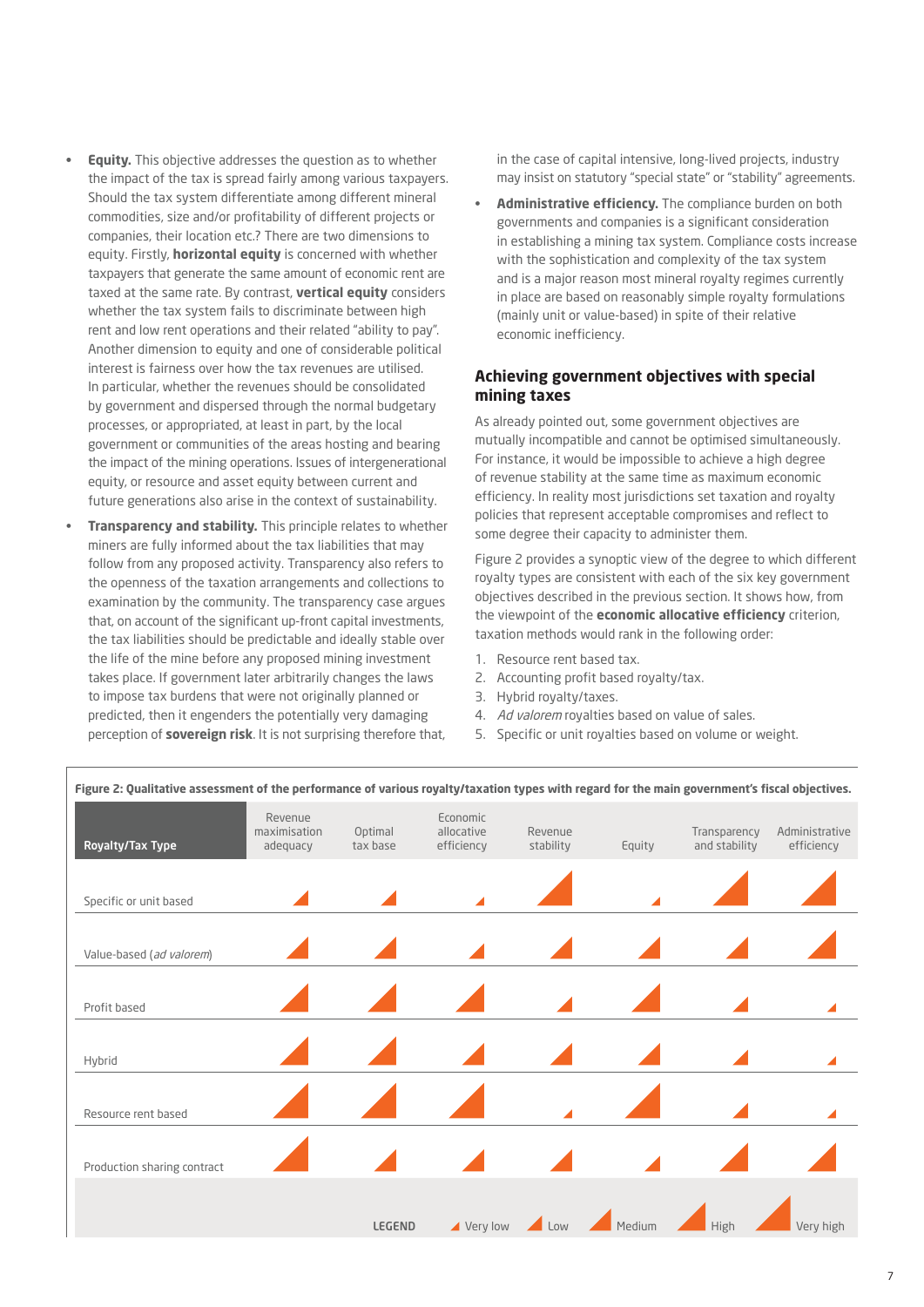- **Equity.** This objective addresses the question as to whether the impact of the tax is spread fairly among various taxpayers. Should the tax system differentiate among different mineral commodities, size and/or profitability of different projects or companies, their location etc.? There are two dimensions to equity. Firstly, **horizontal equity** is concerned with whether taxpayers that generate the same amount of economic rent are taxed at the same rate. By contrast, **vertical equity** considers whether the tax system fails to discriminate between high rent and low rent operations and their related "ability to pay". Another dimension to equity and one of considerable political interest is fairness over how the tax revenues are utilised. In particular, whether the revenues should be consolidated by government and dispersed through the normal budgetary processes, or appropriated, at least in part, by the local government or communities of the areas hosting and bearing the impact of the mining operations. Issues of intergenerational equity, or resource and asset equity between current and future generations also arise in the context of sustainability.
- **Transparency and stability.** This principle relates to whether miners are fully informed about the tax liabilities that may follow from any proposed activity. Transparency also refers to the openness of the taxation arrangements and collections to examination by the community. The transparency case argues that, on account of the significant up-front capital investments, the tax liabilities should be predictable and ideally stable over the life of the mine before any proposed mining investment takes place. If government later arbitrarily changes the laws to impose tax burdens that were not originally planned or predicted, then it engenders the potentially very damaging perception of **sovereign risk**. It is not surprising therefore that, in the case of capital intensive, long-lived projects, industry may insist on statutory "special state" or "stability" agreements.
- **Administrative efficiency.** The compliance burden on both governments and companies is a significant consideration in establishing a mining tax system. Compliance costs increase with the sophistication and complexity of the tax system and is a major reason most mineral royalty regimes currently in place are based on reasonably simple royalty formulations (mainly unit or value-based) in spite of their relative economic inefficiency.

## Achieving government objectives with special mining taxes

As already pointed out, some government objectives are mutually incompatible and cannot be optimised simultaneously. For instance, it would be impossible to achieve a high degree of revenue stability at the same time as maximum economic efficiency. In reality most jurisdictions set taxation and royalty policies that represent acceptable compromises and reflect to some degree their capacity to administer them.

Figure 2 provides a synoptic view of the degree to which different royalty types are consistent with each of the six key government objectives described in the previous section. It shows how, from the viewpoint of the **economic allocative efficiency** criterion, taxation methods would rank in the following order:

1. Resource rent based tax.
2. Accounting profit based royalty/tax.
3. Hybrid royalty/taxes.
4. *Ad valorem* royalties based on value of sales.
5. Specific or unit royalties based on volume or weight.

**Figure 2: Qualitative assessment of the performance of various royalty/taxation types with regard for the main government's fiscal objectives.**

| Royalty/Tax Type | Revenue maximisation adequacy | Optimal tax base | Economic allocative efficiency | Revenue stability | Equity | Transparency and stability | Administrative efficiency |
|---|---|---|---|---|---|---|---|
| Specific or unit based | Low | Low | Very low | Very high | Very low | Very high | Very high |
| Value-based (*ad valorem*) | Medium | Medium | Low | Medium | Medium | Medium | High |
| Profit based | High | High | High | Low | High | Low | Very low |
| Hybrid | High | High | Medium | Medium | Medium | Low | Very low |
| Resource rent based | Very high | Very high | Very high | Very low | Very high | Low | Very low |
| Production sharing contract | Very high | Medium | Medium | Medium | Low | High | High |

LEGEND: Very low, Low, Medium, High, Very high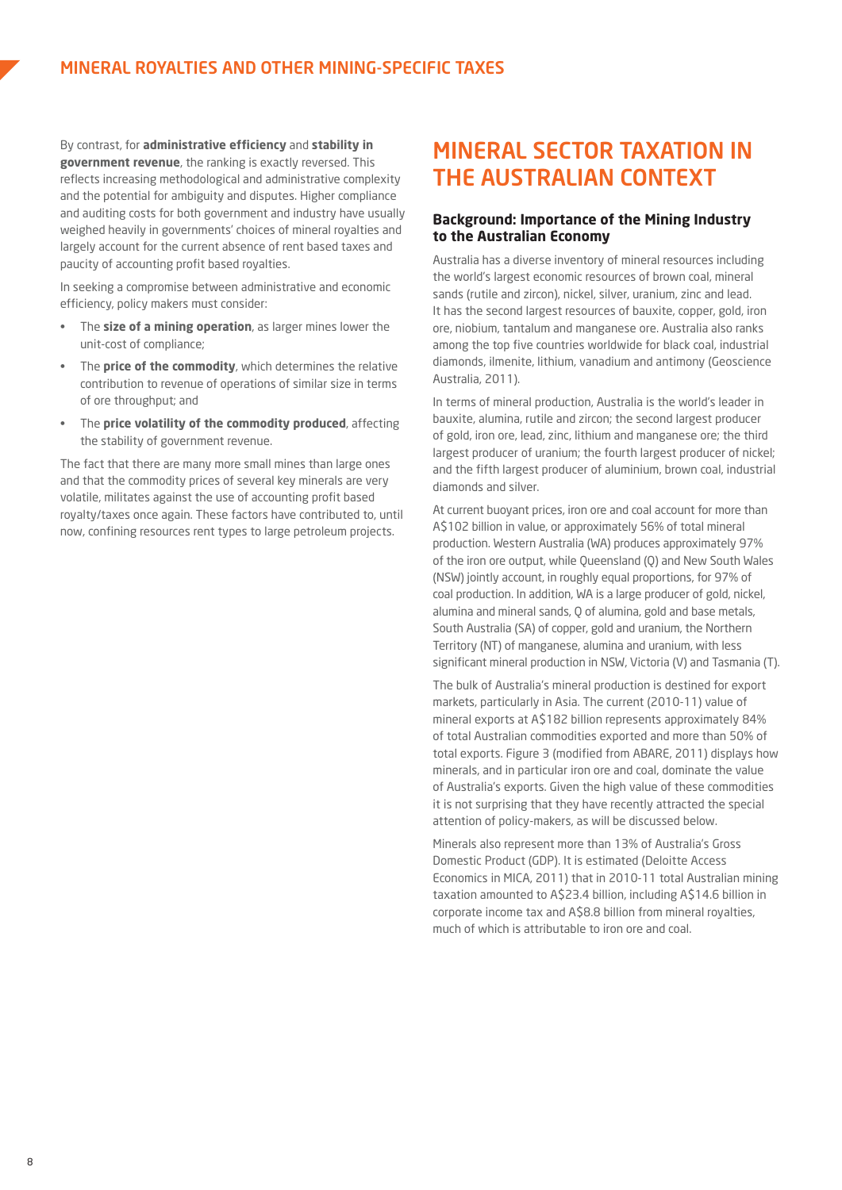By contrast, for **administrative efficiency** and **stability in government revenue**, the ranking is exactly reversed. This reflects increasing methodological and administrative complexity and the potential for ambiguity and disputes. Higher compliance and auditing costs for both government and industry have usually weighed heavily in governments' choices of mineral royalties and largely account for the current absence of rent based taxes and paucity of accounting profit based royalties.

In seeking a compromise between administrative and economic efficiency, policy makers must consider:

- The **size of a mining operation**, as larger mines lower the unit-cost of compliance;
- The **price of the commodity**, which determines the relative contribution to revenue of operations of similar size in terms of ore throughput; and
- The **price volatility of the commodity produced**, affecting the stability of government revenue.

The fact that there are many more small mines than large ones and that the commodity prices of several key minerals are very volatile, militates against the use of accounting profit based royalty/taxes once again. These factors have contributed to, until now, confining resources rent types to large petroleum projects.

# MINERAL SECTOR TAXATION IN THE AUSTRALIAN CONTEXT

### Background: Importance of the Mining Industry to the Australian Economy

Australia has a diverse inventory of mineral resources including the world's largest economic resources of brown coal, mineral sands (rutile and zircon), nickel, silver, uranium, zinc and lead. It has the second largest resources of bauxite, copper, gold, iron ore, niobium, tantalum and manganese ore. Australia also ranks among the top five countries worldwide for black coal, industrial diamonds, ilmenite, lithium, vanadium and antimony (Geoscience Australia, 2011).

In terms of mineral production, Australia is the world's leader in bauxite, alumina, rutile and zircon; the second largest producer of gold, iron ore, lead, zinc, lithium and manganese ore; the third largest producer of uranium; the fourth largest producer of nickel; and the fifth largest producer of aluminium, brown coal, industrial diamonds and silver.

At current buoyant prices, iron ore and coal account for more than A$102 billion in value, or approximately 56% of total mineral production. Western Australia (WA) produces approximately 97% of the iron ore output, while Queensland (Q) and New South Wales (NSW) jointly account, in roughly equal proportions, for 97% of coal production. In addition, WA is a large producer of gold, nickel, alumina and mineral sands, Q of alumina, gold and base metals, South Australia (SA) of copper, gold and uranium, the Northern Territory (NT) of manganese, alumina and uranium, with less significant mineral production in NSW, Victoria (V) and Tasmania (T).

The bulk of Australia's mineral production is destined for export markets, particularly in Asia. The current (2010-11) value of mineral exports at A$182 billion represents approximately 84% of total Australian commodities exported and more than 50% of total exports. Figure 3 (modified from ABARE, 2011) displays how minerals, and in particular iron ore and coal, dominate the value of Australia's exports. Given the high value of these commodities it is not surprising that they have recently attracted the special attention of policy-makers, as will be discussed below.

Minerals also represent more than 13% of Australia's Gross Domestic Product (GDP). It is estimated (Deloitte Access Economics in MICA, 2011) that in 2010-11 total Australian mining taxation amounted to A$23.4 billion, including A$14.6 billion in corporate income tax and A$8.8 billion from mineral royalties, much of which is attributable to iron ore and coal.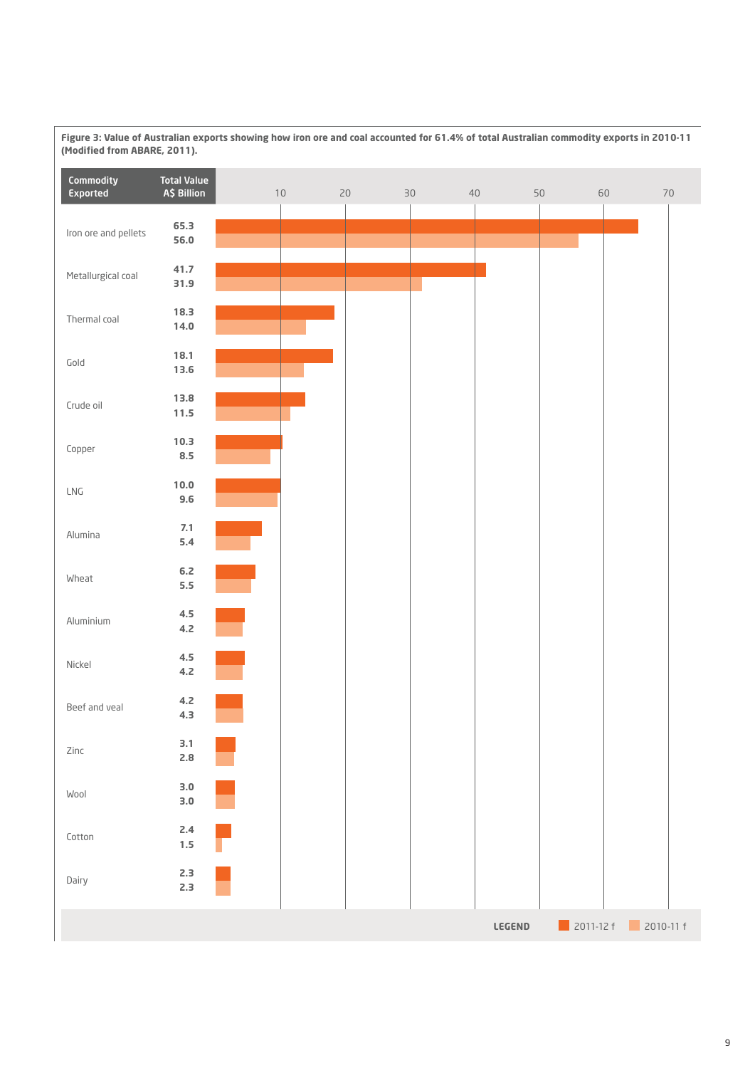**Figure 3: Value of Australian exports showing how iron ore and coal accounted for 61.4% of total Australian commodity exports in 2010-11 (Modified from ABARE, 2011).**

| Commodity Exported | Total Value A$ Billion 2011-12 f | Total Value A$ Billion 2010-11 f |
|---|---|---|
| Iron ore and pellets | 65.3 | 56.0 |
| Metallurgical coal | 41.7 | 31.9 |
| Thermal coal | 18.3 | 14.0 |
| Gold | 18.1 | 13.6 |
| Crude oil | 13.8 | 11.5 |
| Copper | 10.3 | 8.5 |
| LNG | 10.0 | 9.6 |
| Alumina | 7.1 | 5.4 |
| Wheat | 6.2 | 5.5 |
| Aluminium | 4.5 | 4.2 |
| Nickel | 4.5 | 4.2 |
| Beef and veal | 4.2 | 4.3 |
| Zinc | 3.1 | 2.8 |
| Wool | 3.0 | 3.0 |
| Cotton | 2.4 | 1.5 |
| Dairy | 2.3 | 2.3 |

LEGEND: 2011-12 f, 2010-11 f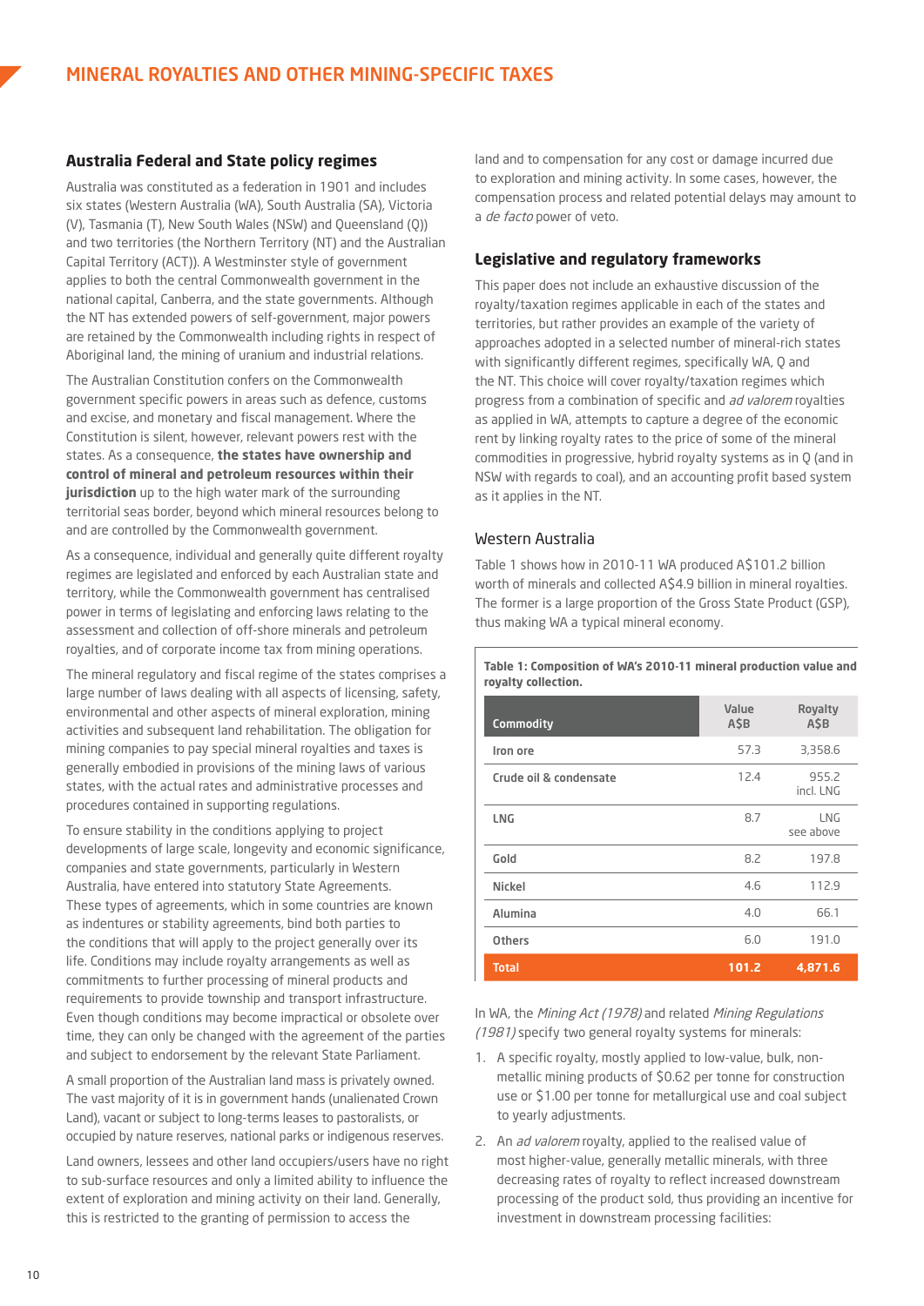# MINERAL ROYALTIES AND OTHER MINING-SPECIFIC TAXES

## Australia Federal and State policy regimes

Australia was constituted as a federation in 1901 and includes six states (Western Australia (WA), South Australia (SA), Victoria (V), Tasmania (T), New South Wales (NSW) and Queensland (Q)) and two territories (the Northern Territory (NT) and the Australian Capital Territory (ACT)). A Westminster style of government applies to both the central Commonwealth government in the national capital, Canberra, and the state governments. Although the NT has extended powers of self-government, major powers are retained by the Commonwealth including rights in respect of Aboriginal land, the mining of uranium and industrial relations.

The Australian Constitution confers on the Commonwealth government specific powers in areas such as defence, customs and excise, and monetary and fiscal management. Where the Constitution is silent, however, relevant powers rest with the states. As a consequence, **the states have ownership and control of mineral and petroleum resources within their jurisdiction** up to the high water mark of the surrounding territorial seas border, beyond which mineral resources belong to and are controlled by the Commonwealth government.

As a consequence, individual and generally quite different royalty regimes are legislated and enforced by each Australian state and territory, while the Commonwealth government has centralised power in terms of legislating and enforcing laws relating to the assessment and collection of off-shore minerals and petroleum royalties, and of corporate income tax from mining operations.

The mineral regulatory and fiscal regime of the states comprises a large number of laws dealing with all aspects of licensing, safety, environmental and other aspects of mineral exploration, mining activities and subsequent land rehabilitation. The obligation for mining companies to pay special mineral royalties and taxes is generally embodied in provisions of the mining laws of various states, with the actual rates and administrative processes and procedures contained in supporting regulations.

To ensure stability in the conditions applying to project developments of large scale, longevity and economic significance, companies and state governments, particularly in Western Australia, have entered into statutory State Agreements. These types of agreements, which in some countries are known as indentures or stability agreements, bind both parties to the conditions that will apply to the project generally over its life. Conditions may include royalty arrangements as well as commitments to further processing of mineral products and requirements to provide township and transport infrastructure. Even though conditions may become impractical or obsolete over time, they can only be changed with the agreement of the parties and subject to endorsement by the relevant State Parliament.

A small proportion of the Australian land mass is privately owned. The vast majority of it is in government hands (unalienated Crown Land), vacant or subject to long-terms leases to pastoralists, or occupied by nature reserves, national parks or indigenous reserves.

Land owners, lessees and other land occupiers/users have no right to sub-surface resources and only a limited ability to influence the extent of exploration and mining activity on their land. Generally, this is restricted to the granting of permission to access the land and to compensation for any cost or damage incurred due to exploration and mining activity. In some cases, however, the compensation process and related potential delays may amount to a *de facto* power of veto.

## Legislative and regulatory frameworks

This paper does not include an exhaustive discussion of the royalty/taxation regimes applicable in each of the states and territories, but rather provides an example of the variety of approaches adopted in a selected number of mineral-rich states with significantly different regimes, specifically WA, Q and the NT. This choice will cover royalty/taxation regimes which progress from a combination of specific and *ad valorem* royalties as applied in WA, attempts to capture a degree of the economic rent by linking royalty rates to the price of some of the mineral commodities in progressive, hybrid royalty systems as in Q (and in NSW with regards to coal), and an accounting profit based system as it applies in the NT.

### Western Australia

Table 1 shows how in 2010-11 WA produced A$101.2 billion worth of minerals and collected A$4.9 billion in mineral royalties. The former is a large proportion of the Gross State Product (GSP), thus making WA a typical mineral economy.

**Table 1: Composition of WA's 2010-11 mineral production value and royalty collection.**

| Commodity | Value A$B | Royalty A$B |
|---|---|---|
| Iron ore | 57.3 | 3,358.6 |
| Crude oil & condensate | 12.4 | 955.2 incl. LNG |
| LNG | 8.7 | LNG see above |
| Gold | 8.2 | 197.8 |
| Nickel | 4.6 | 112.9 |
| Alumina | 4.0 | 66.1 |
| Others | 6.0 | 191.0 |
| **Total** | **101.2** | **4,871.6** |

In WA, the *Mining Act (1978)* and related *Mining Regulations (1981)* specify two general royalty systems for minerals:

1. A specific royalty, mostly applied to low-value, bulk, non-metallic mining products of $0.62 per tonne for construction use or $1.00 per tonne for metallurgical use and coal subject to yearly adjustments.
2. An *ad valorem* royalty, applied to the realised value of most higher-value, generally metallic minerals, with three decreasing rates of royalty to reflect increased downstream processing of the product sold, thus providing an incentive for investment in downstream processing facilities: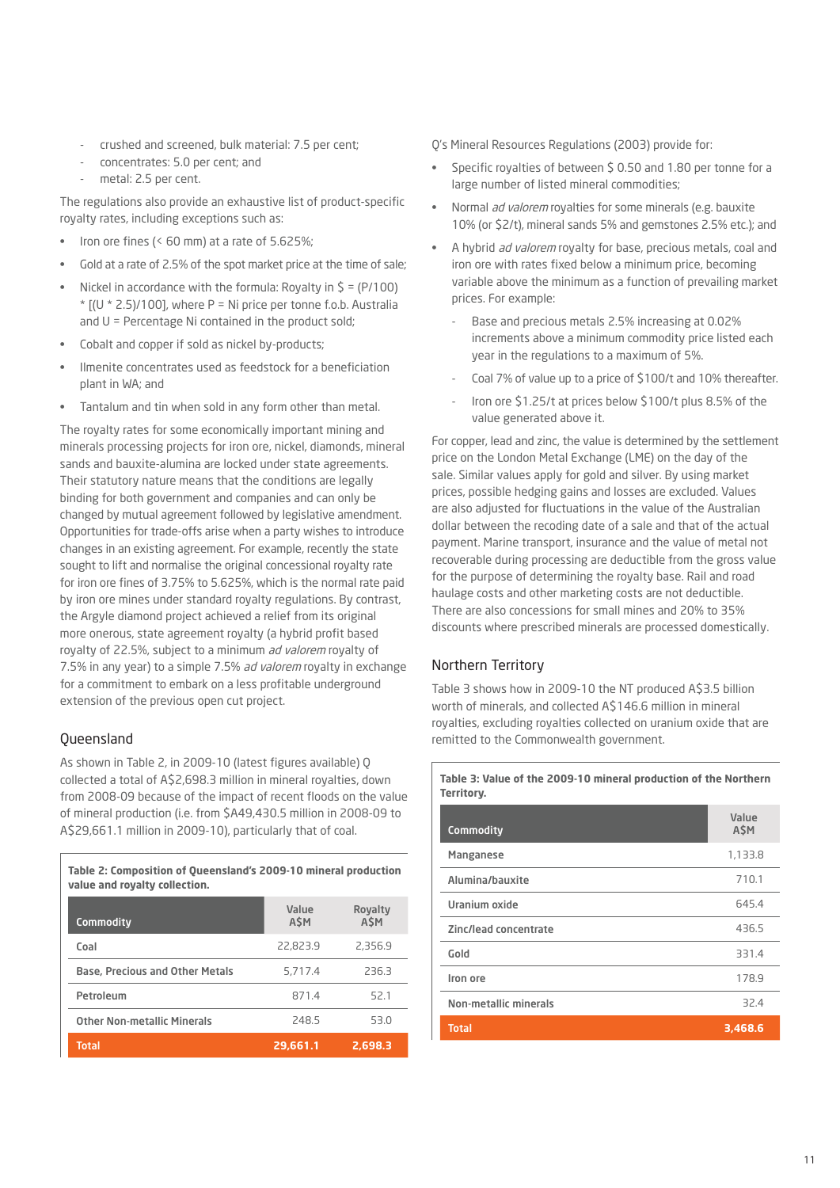- crushed and screened, bulk material: 7.5 per cent;
- concentrates: 5.0 per cent; and
- metal: 2.5 per cent.

The regulations also provide an exhaustive list of product-specific royalty rates, including exceptions such as:

- Iron ore fines (< 60 mm) at a rate of 5.625%;
- Gold at a rate of 2.5% of the spot market price at the time of sale;
- Nickel in accordance with the formula: Royalty in $ = (P/100) * [(U * 2.5)/100], where P = Ni price per tonne f.o.b. Australia and U = Percentage Ni contained in the product sold;
- Cobalt and copper if sold as nickel by-products;
- Ilmenite concentrates used as feedstock for a beneficiation plant in WA; and
- Tantalum and tin when sold in any form other than metal.

The royalty rates for some economically important mining and minerals processing projects for iron ore, nickel, diamonds, mineral sands and bauxite-alumina are locked under state agreements. Their statutory nature means that the conditions are legally binding for both government and companies and can only be changed by mutual agreement followed by legislative amendment. Opportunities for trade-offs arise when a party wishes to introduce changes in an existing agreement. For example, recently the state sought to lift and normalise the original concessional royalty rate for iron ore fines of 3.75% to 5.625%, which is the normal rate paid by iron ore mines under standard royalty regulations. By contrast, the Argyle diamond project achieved a relief from its original more onerous, state agreement royalty (a hybrid profit based royalty of 22.5%, subject to a minimum *ad valorem* royalty of 7.5% in any year) to a simple 7.5% *ad valorem* royalty in exchange for a commitment to embark on a less profitable underground extension of the previous open cut project.

## Queensland

As shown in Table 2, in 2009-10 (latest figures available) Q collected a total of A$2,698.3 million in mineral royalties, down from 2008-09 because of the impact of recent floods on the value of mineral production (i.e. from $A49,430.5 million in 2008-09 to A$29,661.1 million in 2009-10), particularly that of coal.

**Table 2: Composition of Queensland's 2009-10 mineral production value and royalty collection.**

| Commodity | Value A$M | Royalty A$M |
|---|---|---|
| Coal | 22,823.9 | 2,356.9 |
| Base, Precious and Other Metals | 5,717.4 | 236.3 |
| Petroleum | 871.4 | 52.1 |
| Other Non-metallic Minerals | 248.5 | 53.0 |
| **Total** | **29,661.1** | **2,698.3** |

Q's Mineral Resources Regulations (2003) provide for:

- Specific royalties of between $ 0.50 and 1.80 per tonne for a large number of listed mineral commodities;
- Normal *ad valorem* royalties for some minerals (e.g. bauxite 10% (or $2/t), mineral sands 5% and gemstones 2.5% etc.); and
- A hybrid *ad valorem* royalty for base, precious metals, coal and iron ore with rates fixed below a minimum price, becoming variable above the minimum as a function of prevailing market prices. For example:
  - Base and precious metals 2.5% increasing at 0.02% increments above a minimum commodity price listed each year in the regulations to a maximum of 5%.
  - Coal 7% of value up to a price of $100/t and 10% thereafter.
  - Iron ore $1.25/t at prices below $100/t plus 8.5% of the value generated above it.

For copper, lead and zinc, the value is determined by the settlement price on the London Metal Exchange (LME) on the day of the sale. Similar values apply for gold and silver. By using market prices, possible hedging gains and losses are excluded. Values are also adjusted for fluctuations in the value of the Australian dollar between the recoding date of a sale and that of the actual payment. Marine transport, insurance and the value of metal not recoverable during processing are deductible from the gross value for the purpose of determining the royalty base. Rail and road haulage costs and other marketing costs are not deductible. There are also concessions for small mines and 20% to 35% discounts where prescribed minerals are processed domestically.

## Northern Territory

Table 3 shows how in 2009-10 the NT produced A$3.5 billion worth of minerals, and collected A$146.6 million in mineral royalties, excluding royalties collected on uranium oxide that are remitted to the Commonwealth government.

**Table 3: Value of the 2009-10 mineral production of the Northern Territory.**

| Commodity | Value A$M |
|---|---|
| Manganese | 1,133.8 |
| Alumina/bauxite | 710.1 |
| Uranium oxide | 645.4 |
| Zinc/lead concentrate | 436.5 |
| Gold | 331.4 |
| Iron ore | 178.9 |
| Non-metallic minerals | 32.4 |
| **Total** | **3,468.6** |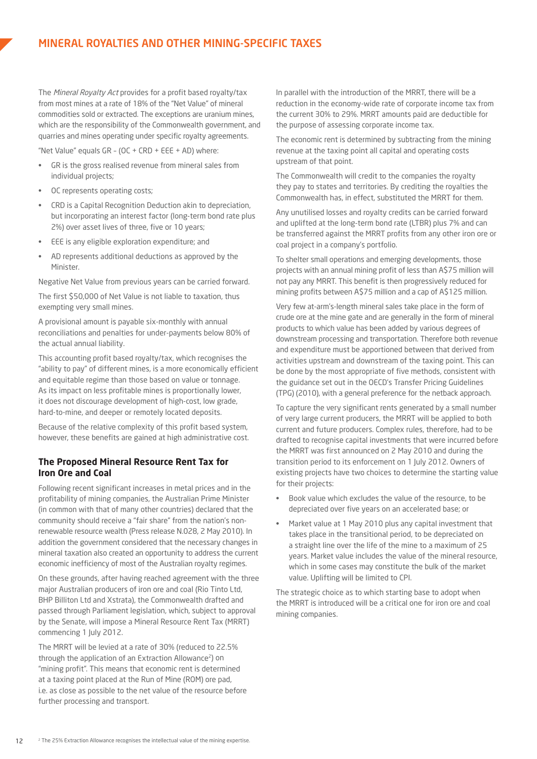The *Mineral Royalty Act* provides for a profit based royalty/tax from most mines at a rate of 18% of the "Net Value" of mineral commodities sold or extracted. The exceptions are uranium mines, which are the responsibility of the Commonwealth government, and quarries and mines operating under specific royalty agreements.

"Net Value" equals GR – (OC + CRD + EEE + AD) where:

- GR is the gross realised revenue from mineral sales from individual projects;
- OC represents operating costs;
- CRD is a Capital Recognition Deduction akin to depreciation, but incorporating an interest factor (long-term bond rate plus 2%) over asset lives of three, five or 10 years;
- EEE is any eligible exploration expenditure; and
- AD represents additional deductions as approved by the Minister.

Negative Net Value from previous years can be carried forward.

The first $50,000 of Net Value is not liable to taxation, thus exempting very small mines.

A provisional amount is payable six-monthly with annual reconciliations and penalties for under-payments below 80% of the actual annual liability.

This accounting profit based royalty/tax, which recognises the "ability to pay" of different mines, is a more economically efficient and equitable regime than those based on value or tonnage. As its impact on less profitable mines is proportionally lower, it does not discourage development of high-cost, low grade, hard-to-mine, and deeper or remotely located deposits.

Because of the relative complexity of this profit based system, however, these benefits are gained at high administrative cost.

### The Proposed Mineral Resource Rent Tax for Iron Ore and Coal

Following recent significant increases in metal prices and in the profitability of mining companies, the Australian Prime Minister (in common with that of many other countries) declared that the community should receive a "fair share" from the nation's non-renewable resource wealth (Press release N.028, 2 May 2010). In addition the government considered that the necessary changes in mineral taxation also created an opportunity to address the current economic inefficiency of most of the Australian royalty regimes.

On these grounds, after having reached agreement with the three major Australian producers of iron ore and coal (Rio Tinto Ltd, BHP Billiton Ltd and Xstrata), the Commonwealth drafted and passed through Parliament legislation, which, subject to approval by the Senate, will impose a Mineral Resource Rent Tax (MRRT) commencing 1 July 2012.

The MRRT will be levied at a rate of 30% (reduced to 22.5% through the application of an Extraction Allowance[2]) on "mining profit". This means that economic rent is determined at a taxing point placed at the Run of Mine (ROM) ore pad, i.e. as close as possible to the net value of the resource before further processing and transport.

In parallel with the introduction of the MRRT, there will be a reduction in the economy-wide rate of corporate income tax from the current 30% to 29%. MRRT amounts paid are deductible for the purpose of assessing corporate income tax.

The economic rent is determined by subtracting from the mining revenue at the taxing point all capital and operating costs upstream of that point.

The Commonwealth will credit to the companies the royalty they pay to states and territories. By crediting the royalties the Commonwealth has, in effect, substituted the MRRT for them.

Any unutilised losses and royalty credits can be carried forward and uplifted at the long-term bond rate (LTBR) plus 7% and can be transferred against the MRRT profits from any other iron ore or coal project in a company's portfolio.

To shelter small operations and emerging developments, those projects with an annual mining profit of less than A$75 million will not pay any MRRT. This benefit is then progressively reduced for mining profits between A$75 million and a cap of A$125 million.

Very few at-arm's-length mineral sales take place in the form of crude ore at the mine gate and are generally in the form of mineral products to which value has been added by various degrees of downstream processing and transportation. Therefore both revenue and expenditure must be apportioned between that derived from activities upstream and downstream of the taxing point. This can be done by the most appropriate of five methods, consistent with the guidance set out in the OECD's Transfer Pricing Guidelines (TPG) (2010), with a general preference for the netback approach.

To capture the very significant rents generated by a small number of very large current producers, the MRRT will be applied to both current and future producers. Complex rules, therefore, had to be drafted to recognise capital investments that were incurred before the MRRT was first announced on 2 May 2010 and during the transition period to its enforcement on 1 July 2012. Owners of existing projects have two choices to determine the starting value for their projects:

- Book value which excludes the value of the resource, to be depreciated over five years on an accelerated base; or
- Market value at 1 May 2010 plus any capital investment that takes place in the transitional period, to be depreciated on a straight line over the life of the mine to a maximum of 25 years. Market value includes the value of the mineral resource, which in some cases may constitute the bulk of the market value. Uplifting will be limited to CPI.

The strategic choice as to which starting base to adopt when the MRRT is introduced will be a critical one for iron ore and coal mining companies.

[2] The 25% Extraction Allowance recognises the intellectual value of the mining expertise.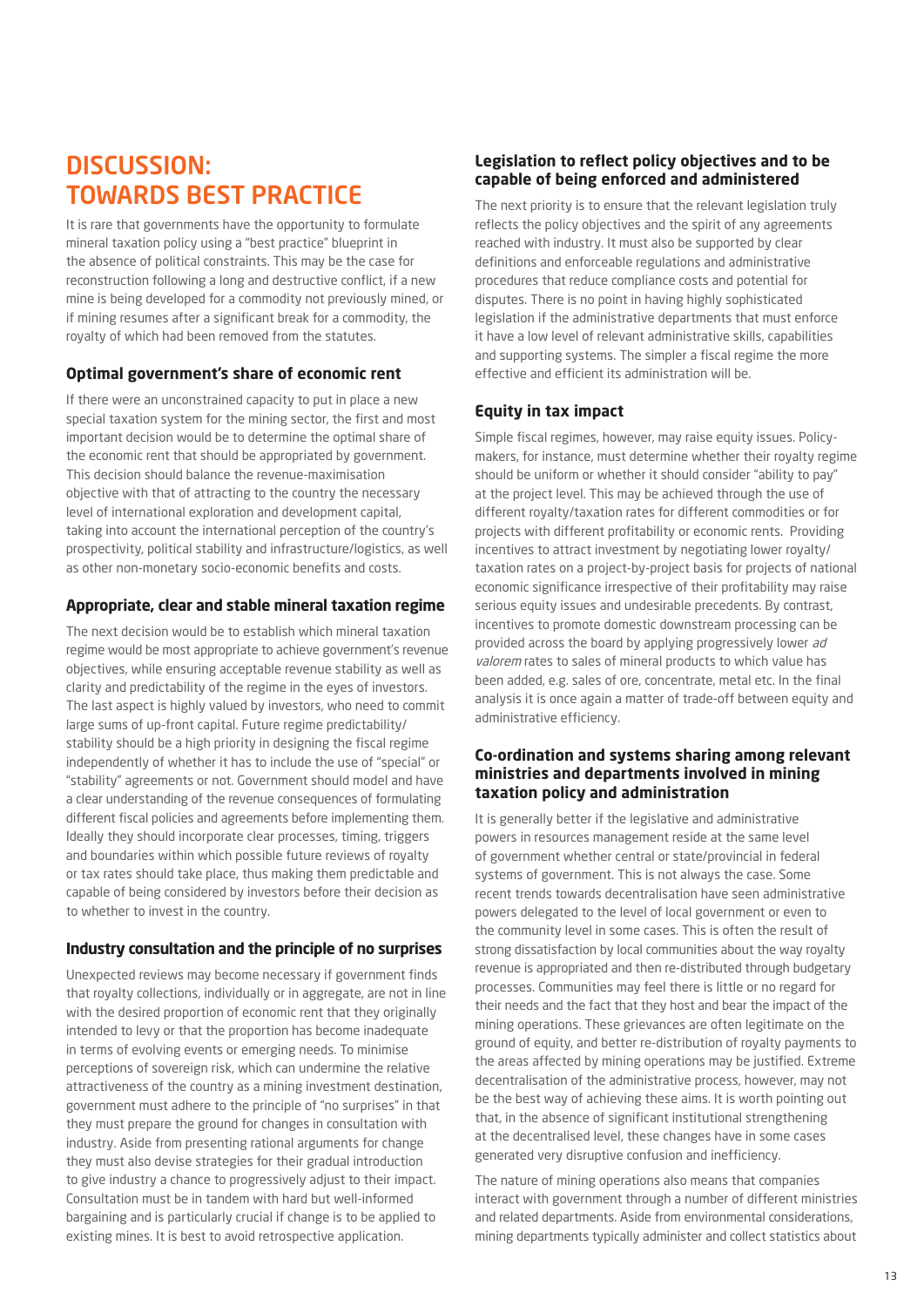# DISCUSSION: TOWARDS BEST PRACTICE

It is rare that governments have the opportunity to formulate mineral taxation policy using a "best practice" blueprint in the absence of political constraints. This may be the case for reconstruction following a long and destructive conflict, if a new mine is being developed for a commodity not previously mined, or if mining resumes after a significant break for a commodity, the royalty of which had been removed from the statutes.

### Optimal government's share of economic rent

If there were an unconstrained capacity to put in place a new special taxation system for the mining sector, the first and most important decision would be to determine the optimal share of the economic rent that should be appropriated by government. This decision should balance the revenue-maximisation objective with that of attracting to the country the necessary level of international exploration and development capital, taking into account the international perception of the country's prospectivity, political stability and infrastructure/logistics, as well as other non-monetary socio-economic benefits and costs.

### Appropriate, clear and stable mineral taxation regime

The next decision would be to establish which mineral taxation regime would be most appropriate to achieve government's revenue objectives, while ensuring acceptable revenue stability as well as clarity and predictability of the regime in the eyes of investors. The last aspect is highly valued by investors, who need to commit large sums of up-front capital. Future regime predictability/stability should be a high priority in designing the fiscal regime independently of whether it has to include the use of "special" or "stability" agreements or not. Government should model and have a clear understanding of the revenue consequences of formulating different fiscal policies and agreements before implementing them. Ideally they should incorporate clear processes, timing, triggers and boundaries within which possible future reviews of royalty or tax rates should take place, thus making them predictable and capable of being considered by investors before their decision as to whether to invest in the country.

### Industry consultation and the principle of no surprises

Unexpected reviews may become necessary if government finds that royalty collections, individually or in aggregate, are not in line with the desired proportion of economic rent that they originally intended to levy or that the proportion has become inadequate in terms of evolving events or emerging needs. To minimise perceptions of sovereign risk, which can undermine the relative attractiveness of the country as a mining investment destination, government must adhere to the principle of "no surprises" in that they must prepare the ground for changes in consultation with industry. Aside from presenting rational arguments for change they must also devise strategies for their gradual introduction to give industry a chance to progressively adjust to their impact. Consultation must be in tandem with hard but well-informed bargaining and is particularly crucial if change is to be applied to existing mines. It is best to avoid retrospective application.

### Legislation to reflect policy objectives and to be capable of being enforced and administered

The next priority is to ensure that the relevant legislation truly reflects the policy objectives and the spirit of any agreements reached with industry. It must also be supported by clear definitions and enforceable regulations and administrative procedures that reduce compliance costs and potential for disputes. There is no point in having highly sophisticated legislation if the administrative departments that must enforce it have a low level of relevant administrative skills, capabilities and supporting systems. The simpler a fiscal regime the more effective and efficient its administration will be.

### Equity in tax impact

Simple fiscal regimes, however, may raise equity issues. Policy-makers, for instance, must determine whether their royalty regime should be uniform or whether it should consider "ability to pay" at the project level. This may be achieved through the use of different royalty/taxation rates for different commodities or for projects with different profitability or economic rents. Providing incentives to attract investment by negotiating lower royalty/taxation rates on a project-by-project basis for projects of national economic significance irrespective of their profitability may raise serious equity issues and undesirable precedents. By contrast, incentives to promote domestic downstream processing can be provided across the board by applying progressively lower *ad valorem* rates to sales of mineral products to which value has been added, e.g. sales of ore, concentrate, metal etc. In the final analysis it is once again a matter of trade-off between equity and administrative efficiency.

### Co-ordination and systems sharing among relevant ministries and departments involved in mining taxation policy and administration

It is generally better if the legislative and administrative powers in resources management reside at the same level of government whether central or state/provincial in federal systems of government. This is not always the case. Some recent trends towards decentralisation have seen administrative powers delegated to the level of local government or even to the community level in some cases. This is often the result of strong dissatisfaction by local communities about the way royalty revenue is appropriated and then re-distributed through budgetary processes. Communities may feel there is little or no regard for their needs and the fact that they host and bear the impact of the mining operations. These grievances are often legitimate on the ground of equity, and better re-distribution of royalty payments to the areas affected by mining operations may be justified. Extreme decentralisation of the administrative process, however, may not be the best way of achieving these aims. It is worth pointing out that, in the absence of significant institutional strengthening at the decentralised level, these changes have in some cases generated very disruptive confusion and inefficiency.

The nature of mining operations also means that companies interact with government through a number of different ministries and related departments. Aside from environmental considerations, mining departments typically administer and collect statistics about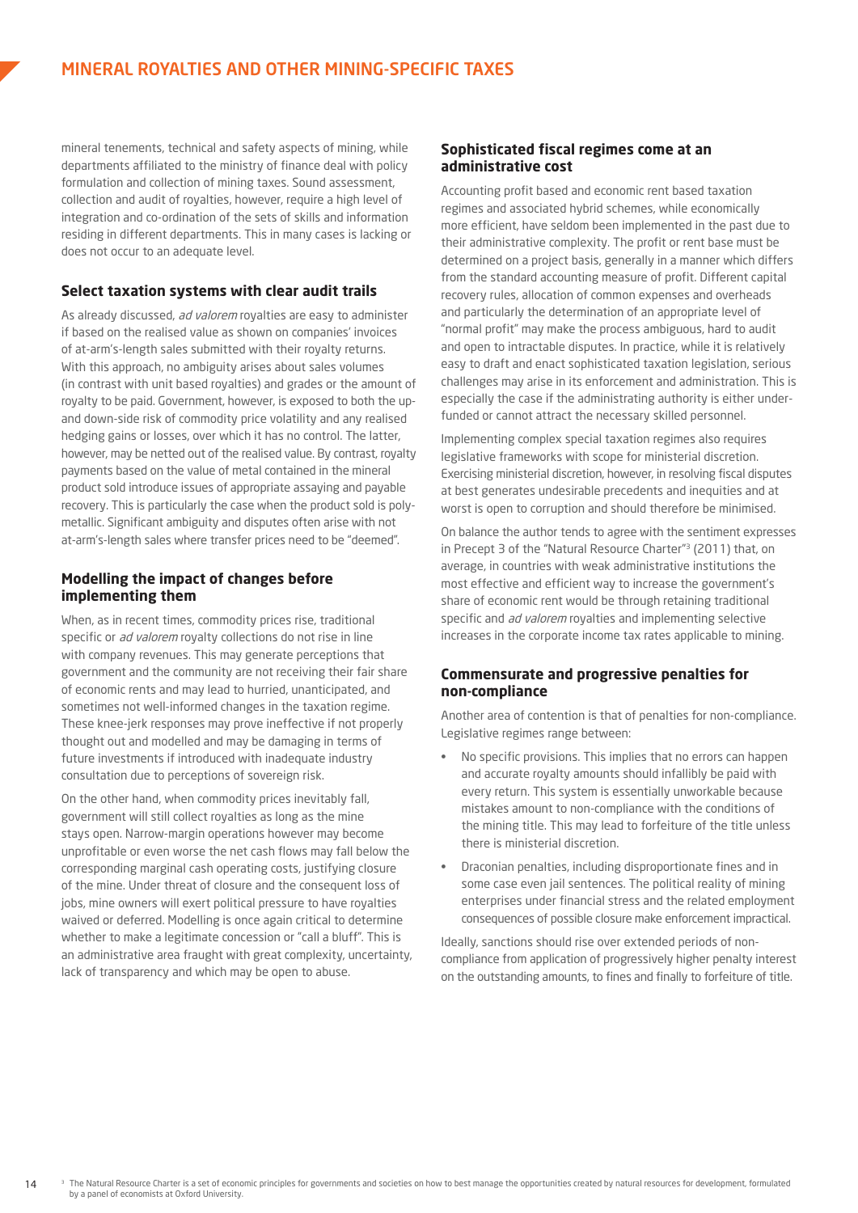mineral tenements, technical and safety aspects of mining, while departments affiliated to the ministry of finance deal with policy formulation and collection of mining taxes. Sound assessment, collection and audit of royalties, however, require a high level of integration and co-ordination of the sets of skills and information residing in different departments. This in many cases is lacking or does not occur to an adequate level.

### Select taxation systems with clear audit trails

As already discussed, *ad valorem* royalties are easy to administer if based on the realised value as shown on companies' invoices of at-arm's-length sales submitted with their royalty returns. With this approach, no ambiguity arises about sales volumes (in contrast with unit based royalties) and grades or the amount of royalty to be paid. Government, however, is exposed to both the up- and down-side risk of commodity price volatility and any realised hedging gains or losses, over which it has no control. The latter, however, may be netted out of the realised value. By contrast, royalty payments based on the value of metal contained in the mineral product sold introduce issues of appropriate assaying and payable recovery. This is particularly the case when the product sold is poly-metallic. Significant ambiguity and disputes often arise with not at-arm's-length sales where transfer prices need to be "deemed".

### Modelling the impact of changes before implementing them

When, as in recent times, commodity prices rise, traditional specific or *ad valorem* royalty collections do not rise in line with company revenues. This may generate perceptions that government and the community are not receiving their fair share of economic rents and may lead to hurried, unanticipated, and sometimes not well-informed changes in the taxation regime. These knee-jerk responses may prove ineffective if not properly thought out and modelled and may be damaging in terms of future investments if introduced with inadequate industry consultation due to perceptions of sovereign risk.

On the other hand, when commodity prices inevitably fall, government will still collect royalties as long as the mine stays open. Narrow-margin operations however may become unprofitable or even worse the net cash flows may fall below the corresponding marginal cash operating costs, justifying closure of the mine. Under threat of closure and the consequent loss of jobs, mine owners will exert political pressure to have royalties waived or deferred. Modelling is once again critical to determine whether to make a legitimate concession or "call a bluff". This is an administrative area fraught with great complexity, uncertainty, lack of transparency and which may be open to abuse.

### Sophisticated fiscal regimes come at an administrative cost

Accounting profit based and economic rent based taxation regimes and associated hybrid schemes, while economically more efficient, have seldom been implemented in the past due to their administrative complexity. The profit or rent base must be determined on a project basis, generally in a manner which differs from the standard accounting measure of profit. Different capital recovery rules, allocation of common expenses and overheads and particularly the determination of an appropriate level of "normal profit" may make the process ambiguous, hard to audit and open to intractable disputes. In practice, while it is relatively easy to draft and enact sophisticated taxation legislation, serious challenges may arise in its enforcement and administration. This is especially the case if the administrating authority is either under-funded or cannot attract the necessary skilled personnel.

Implementing complex special taxation regimes also requires legislative frameworks with scope for ministerial discretion. Exercising ministerial discretion, however, in resolving fiscal disputes at best generates undesirable precedents and inequities and at worst is open to corruption and should therefore be minimised.

On balance the author tends to agree with the sentiment expresses in Precept 3 of the "Natural Resource Charter"[3] (2011) that, on average, in countries with weak administrative institutions the most effective and efficient way to increase the government's share of economic rent would be through retaining traditional specific and *ad valorem* royalties and implementing selective increases in the corporate income tax rates applicable to mining.

### Commensurate and progressive penalties for non-compliance

Another area of contention is that of penalties for non-compliance. Legislative regimes range between:

- No specific provisions. This implies that no errors can happen and accurate royalty amounts should infallibly be paid with every return. This system is essentially unworkable because mistakes amount to non-compliance with the conditions of the mining title. This may lead to forfeiture of the title unless there is ministerial discretion.
- Draconian penalties, including disproportionate fines and in some case even jail sentences. The political reality of mining enterprises under financial stress and the related employment consequences of possible closure make enforcement impractical.

Ideally, sanctions should rise over extended periods of non-compliance from application of progressively higher penalty interest on the outstanding amounts, to fines and finally to forfeiture of title.

[3] The Natural Resource Charter is a set of economic principles for governments and societies on how to best manage the opportunities created by natural resources for development, formulated by a panel of economists at Oxford University.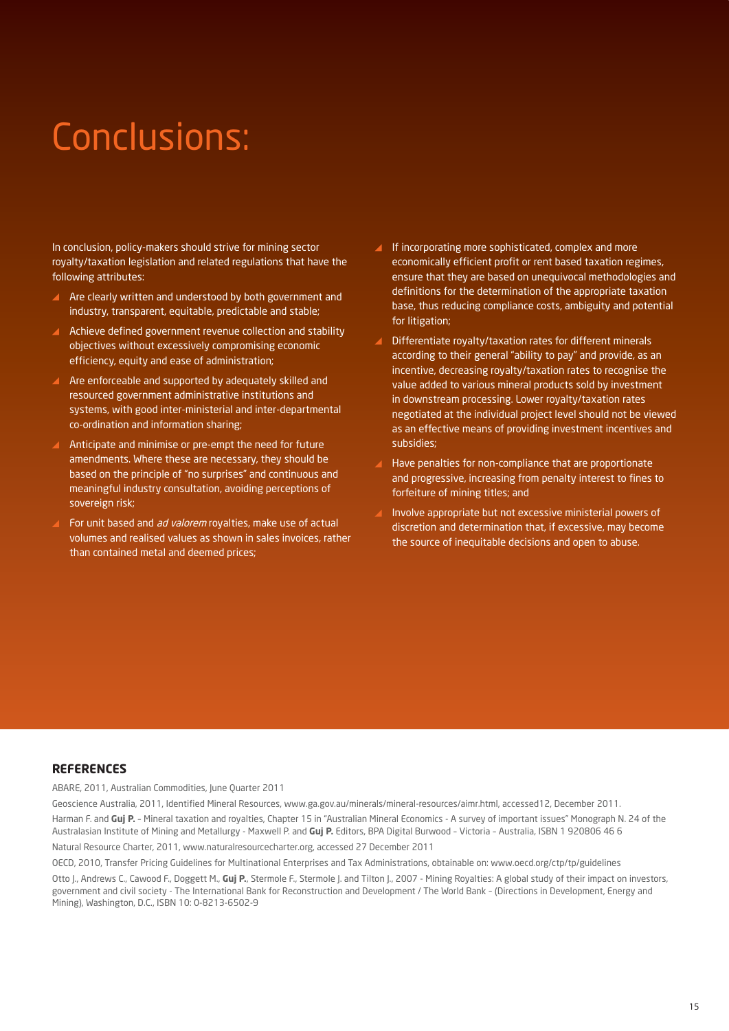# Conclusions:

In conclusion, policy-makers should strive for mining sector royalty/taxation legislation and related regulations that have the following attributes:

- Are clearly written and understood by both government and industry, transparent, equitable, predictable and stable;
- Achieve defined government revenue collection and stability objectives without excessively compromising economic efficiency, equity and ease of administration;
- Are enforceable and supported by adequately skilled and resourced government administrative institutions and systems, with good inter-ministerial and inter-departmental co-ordination and information sharing;
- Anticipate and minimise or pre-empt the need for future amendments. Where these are necessary, they should be based on the principle of "no surprises" and continuous and meaningful industry consultation, avoiding perceptions of sovereign risk;
- For unit based and *ad valorem* royalties, make use of actual volumes and realised values as shown in sales invoices, rather than contained metal and deemed prices;
- If incorporating more sophisticated, complex and more economically efficient profit or rent based taxation regimes, ensure that they are based on unequivocal methodologies and definitions for the determination of the appropriate taxation base, thus reducing compliance costs, ambiguity and potential for litigation;
- Differentiate royalty/taxation rates for different minerals according to their general "ability to pay" and provide, as an incentive, decreasing royalty/taxation rates to recognise the value added to various mineral products sold by investment in downstream processing. Lower royalty/taxation rates negotiated at the individual project level should not be viewed as an effective means of providing investment incentives and subsidies;
- Have penalties for non-compliance that are proportionate and progressive, increasing from penalty interest to fines to forfeiture of mining titles; and
- Involve appropriate but not excessive ministerial powers of discretion and determination that, if excessive, may become the source of inequitable decisions and open to abuse.

## REFERENCES

ABARE, 2011, Australian Commodities, June Quarter 2011

Geoscience Australia, 2011, Identified Mineral Resources, www.ga.gov.au/minerals/mineral-resources/aimr.html, accessed12, December 2011.

Harman F. and **Guj P.** - Mineral taxation and royalties, Chapter 15 in "Australian Mineral Economics - A survey of important issues" Monograph N. 24 of the Australasian Institute of Mining and Metallurgy - Maxwell P. and **Guj P.** Editors, BPA Digital Burwood – Victoria – Australia, ISBN 1 920806 46 6

Natural Resource Charter, 2011, www.naturalresourcecharter.org, accessed 27 December 2011

OECD, 2010, Transfer Pricing Guidelines for Multinational Enterprises and Tax Administrations, obtainable on: www.oecd.org/ctp/tp/guidelines

Otto J., Andrews C., Cawood F., Doggett M., **Guj P.**, Stermole F., Stermole J. and Tilton J., 2007 - Mining Royalties: A global study of their impact on investors, government and civil society - The International Bank for Reconstruction and Development / The World Bank – (Directions in Development, Energy and Mining), Washington, D.C., ISBN 10: 0-8213-6502-9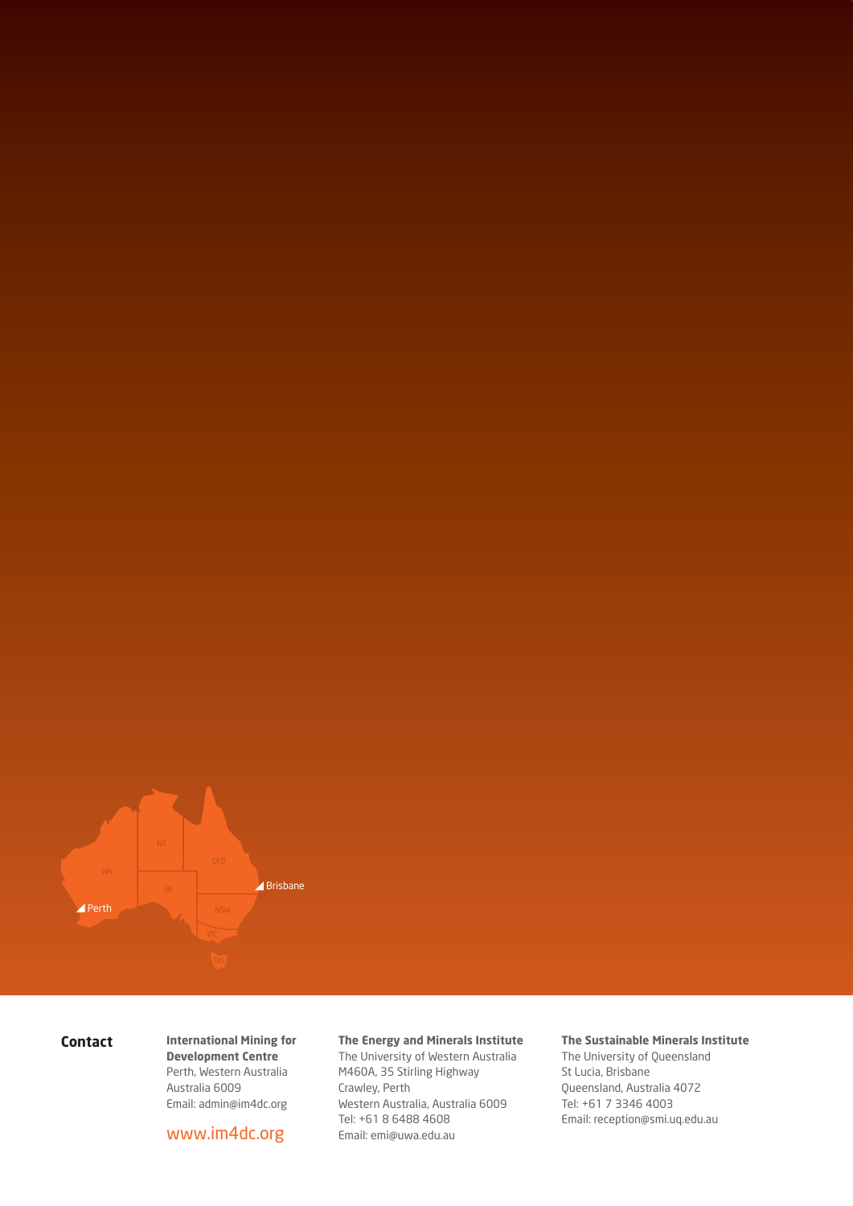WA

NT

SA

QLD

NSW

VIC

TAS

Perth

Brisbane

**Contact**

**International Mining for Development Centre**
Perth, Western Australia
Australia 6009
Email: admin@im4dc.org

www.im4dc.org

**The Energy and Minerals Institute**
The University of Western Australia
M460A, 35 Stirling Highway
Crawley, Perth
Western Australia, Australia 6009
Tel: +61 8 6488 4608
Email: emi@uwa.edu.au

**The Sustainable Minerals Institute**
The University of Queensland
St Lucia, Brisbane
Queensland, Australia 4072
Tel: +61 7 3346 4003
Email: reception@smi.uq.edu.au